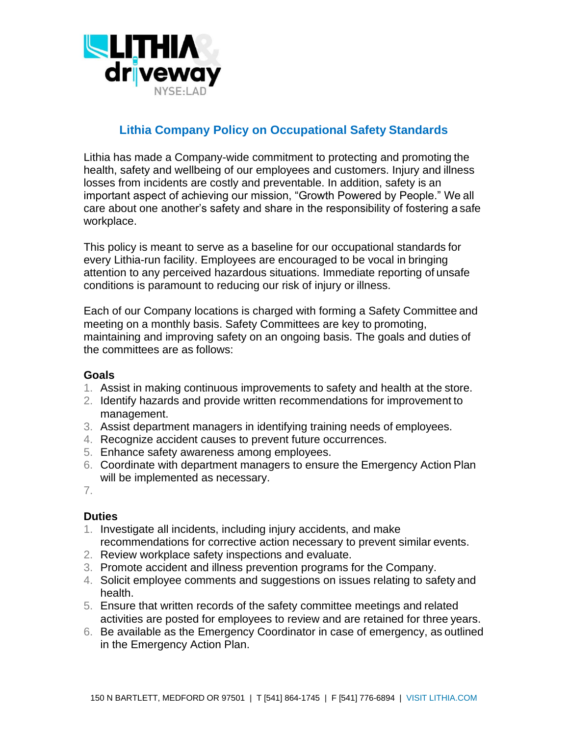# Lithia Company Policy on Occupational Safety Standards

Lithia has made a Company-wide commitment to protecting and promoting the health, safety and wellbeing of our employees and customers. Injury and illness losses from incidents are costly and preventable. In addition, safety is an important aspect of achieving our mission, "Growth Powered by People." We all care about one another's safety and share in the responsibility of fostering a safe workplace.

This policy is meant to serve as a baseline for our occupational standards for every Lithia-run facility. Employees are encouraged to be vocal in bringing attention to any perceived hazardous situations. Immediate reporting of unsafe conditions is paramount to reducing our risk of injury or illness.

Each of our Company locations is charged with forming a Safety Committee and meeting on a monthly basis. Safety Committees are key to promoting, maintaining and improving safety on an ongoing basis. The goals and duties of the committees are as follows:

**Goals**

1. Assist in making continuous improvements to safety and health at the store.
2. Identify hazards and provide written recommendations for improvement to management.
3. Assist department managers in identifying training needs of employees.
4. Recognize accident causes to prevent future occurrences.
5. Enhance safety awareness among employees.
6. Coordinate with department managers to ensure the Emergency Action Plan will be implemented as necessary.
7.

**Duties**

1. Investigate all incidents, including injury accidents, and make recommendations for corrective action necessary to prevent similar events.
2. Review workplace safety inspections and evaluate.
3. Promote accident and illness prevention programs for the Company.
4. Solicit employee comments and suggestions on issues relating to safety and health.
5. Ensure that written records of the safety committee meetings and related activities are posted for employees to review and are retained for three years.
6. Be available as the Emergency Coordinator in case of emergency, as outlined in the Emergency Action Plan.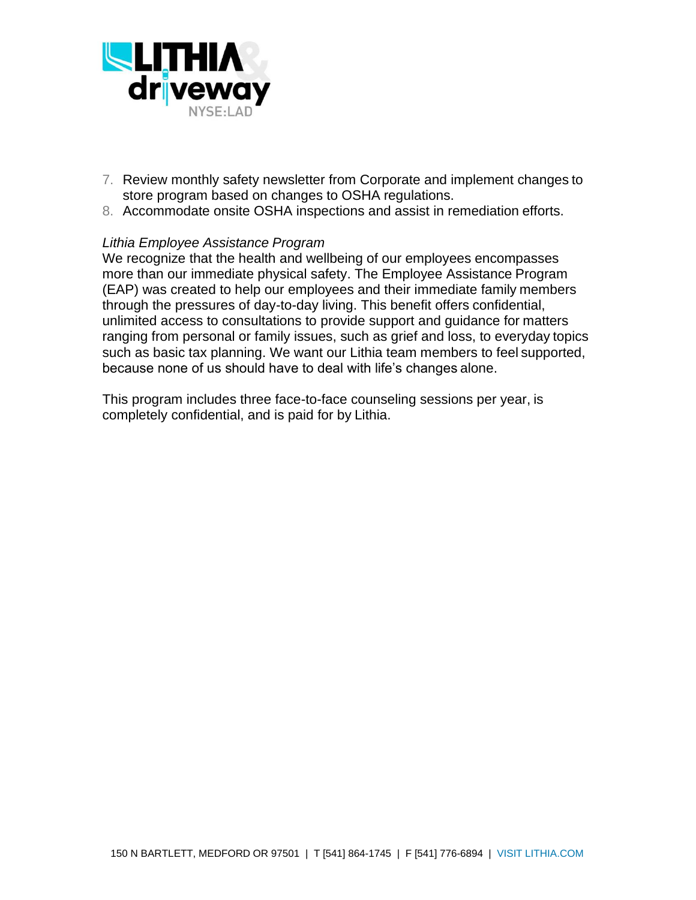7. Review monthly safety newsletter from Corporate and implement changes to store program based on changes to OSHA regulations.
8. Accommodate onsite OSHA inspections and assist in remediation efforts.

*Lithia Employee Assistance Program*

We recognize that the health and wellbeing of our employees encompasses more than our immediate physical safety. The Employee Assistance Program (EAP) was created to help our employees and their immediate family members through the pressures of day-to-day living. This benefit offers confidential, unlimited access to consultations to provide support and guidance for matters ranging from personal or family issues, such as grief and loss, to everyday topics such as basic tax planning. We want our Lithia team members to feel supported, because none of us should have to deal with life's changes alone.

This program includes three face-to-face counseling sessions per year, is completely confidential, and is paid for by Lithia.